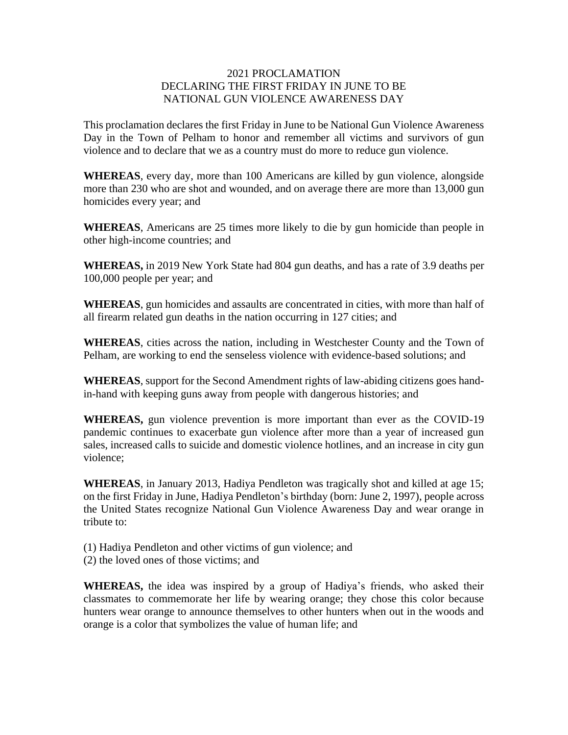# 2021 PROCLAMATION
# DECLARING THE FIRST FRIDAY IN JUNE TO BE NATIONAL GUN VIOLENCE AWARENESS DAY

This proclamation declares the first Friday in June to be National Gun Violence Awareness Day in the Town of Pelham to honor and remember all victims and survivors of gun violence and to declare that we as a country must do more to reduce gun violence.

**WHEREAS**, every day, more than 100 Americans are killed by gun violence, alongside more than 230 who are shot and wounded, and on average there are more than 13,000 gun homicides every year; and

**WHEREAS**, Americans are 25 times more likely to die by gun homicide than people in other high-income countries; and

**WHEREAS,** in 2019 New York State had 804 gun deaths, and has a rate of 3.9 deaths per 100,000 people per year; and

**WHEREAS**, gun homicides and assaults are concentrated in cities, with more than half of all firearm related gun deaths in the nation occurring in 127 cities; and

**WHEREAS**, cities across the nation, including in Westchester County and the Town of Pelham, are working to end the senseless violence with evidence-based solutions; and

**WHEREAS**, support for the Second Amendment rights of law-abiding citizens goes hand-in-hand with keeping guns away from people with dangerous histories; and

**WHEREAS,** gun violence prevention is more important than ever as the COVID-19 pandemic continues to exacerbate gun violence after more than a year of increased gun sales, increased calls to suicide and domestic violence hotlines, and an increase in city gun violence;

**WHEREAS**, in January 2013, Hadiya Pendleton was tragically shot and killed at age 15; on the first Friday in June, Hadiya Pendleton's birthday (born: June 2, 1997), people across the United States recognize National Gun Violence Awareness Day and wear orange in tribute to:

(1) Hadiya Pendleton and other victims of gun violence; and
(2) the loved ones of those victims; and

**WHEREAS,** the idea was inspired by a group of Hadiya's friends, who asked their classmates to commemorate her life by wearing orange; they chose this color because hunters wear orange to announce themselves to other hunters when out in the woods and orange is a color that symbolizes the value of human life; and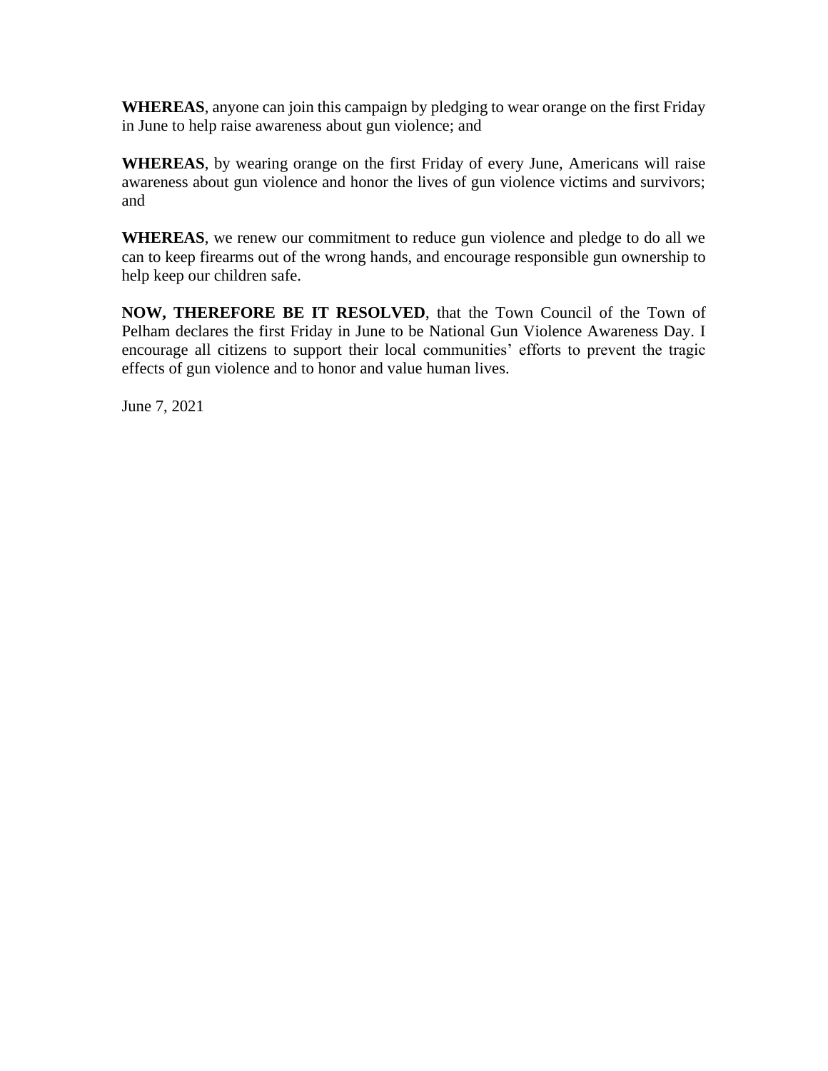**WHEREAS**, anyone can join this campaign by pledging to wear orange on the first Friday in June to help raise awareness about gun violence; and

**WHEREAS**, by wearing orange on the first Friday of every June, Americans will raise awareness about gun violence and honor the lives of gun violence victims and survivors; and

**WHEREAS**, we renew our commitment to reduce gun violence and pledge to do all we can to keep firearms out of the wrong hands, and encourage responsible gun ownership to help keep our children safe.

**NOW, THEREFORE BE IT RESOLVED**, that the Town Council of the Town of Pelham declares the first Friday in June to be National Gun Violence Awareness Day. I encourage all citizens to support their local communities' efforts to prevent the tragic effects of gun violence and to honor and value human lives.

June 7, 2021